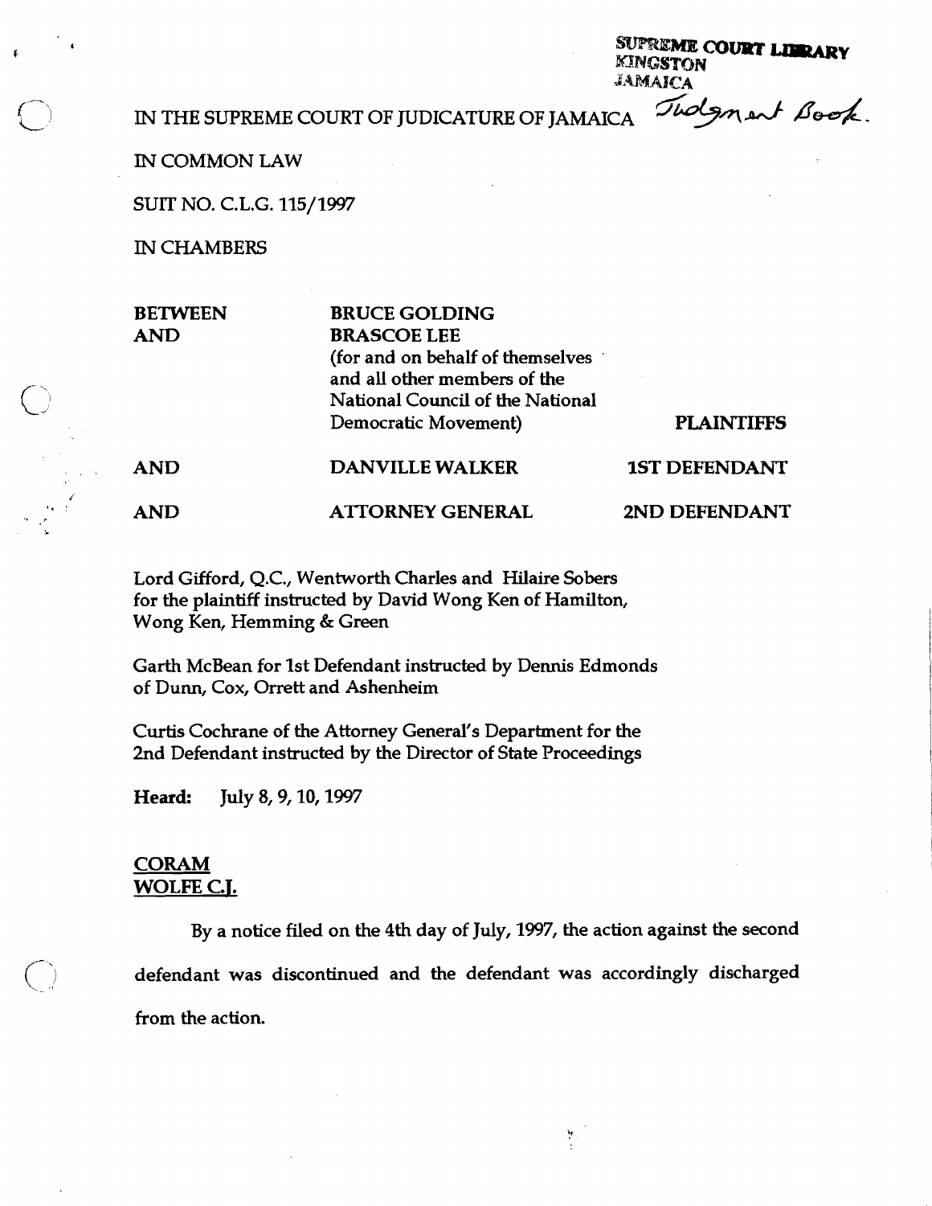SUPREME COURT LIBRARY
KINGSTON
JAMAICA

IN THE SUPREME COURT OF JUDICATURE OF JAMAICA *Judgment Book.*

IN COMMON LAW

SUIT NO. C.L.G. 115/1997

IN CHAMBERS

| | | |
|---|---|---|
| **BETWEEN** | **BRUCE GOLDING** | |
| **AND** | **BRASCOE LEE** (for and on behalf of themselves and all other members of the National Council of the National Democratic Movement) | **PLAINTIFFS** |
| **AND** | **DANVILLE WALKER** | **1ST DEFENDANT** |
| **AND** | **ATTORNEY GENERAL** | **2ND DEFENDANT** |

Lord Gifford, Q.C., Wentworth Charles and Hilaire Sobers for the plaintiff instructed by David Wong Ken of Hamilton, Wong Ken, Hemming & Green

Garth McBean for 1st Defendant instructed by Dennis Edmonds of Dunn, Cox, Orrett and Ashenheim

Curtis Cochrane of the Attorney General's Department for the 2nd Defendant instructed by the Director of State Proceedings

**Heard:** July 8, 9, 10, 1997

**CORAM**
**WOLFE C.J.**

By a notice filed on the 4th day of July, 1997, the action against the second defendant was discontinued and the defendant was accordingly discharged from the action.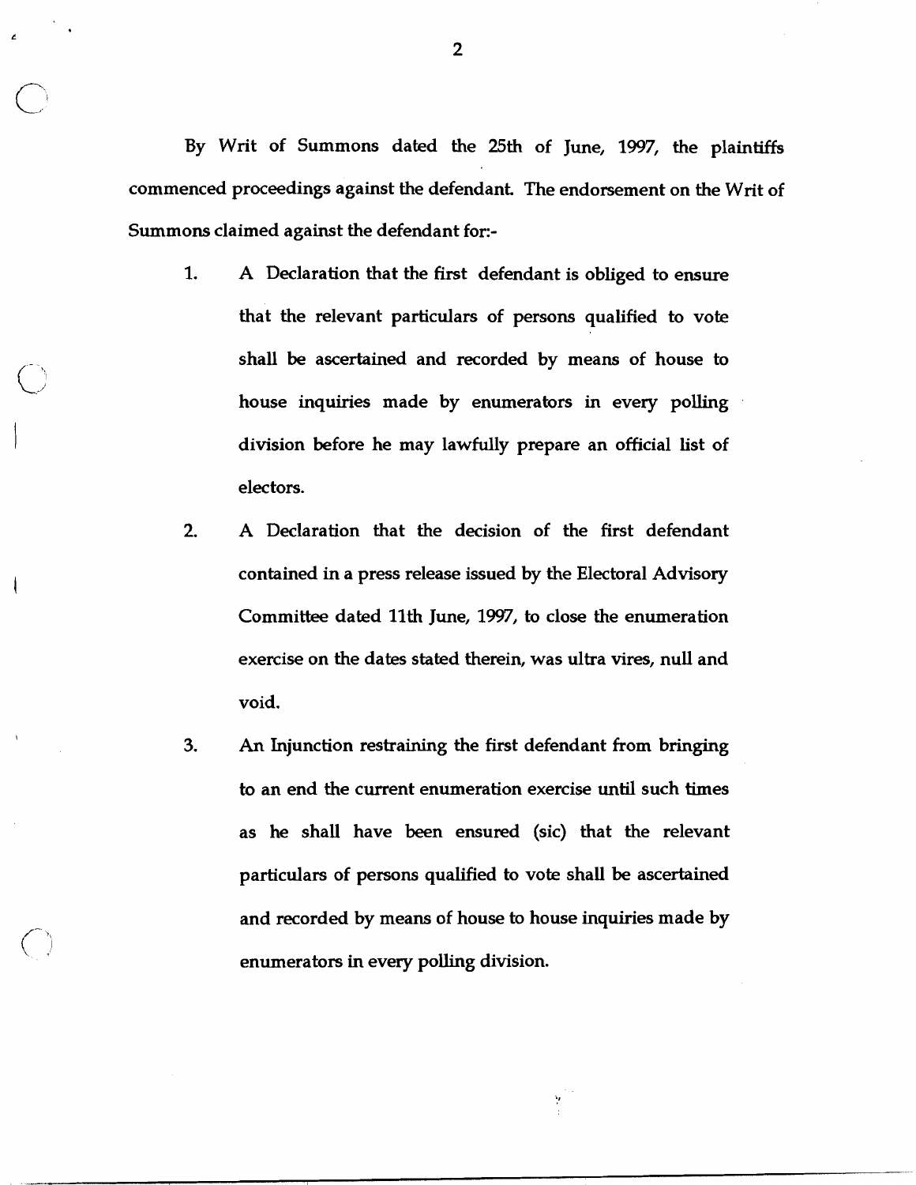By Writ of Summons dated the 25th of June, 1997, the plaintiffs commenced proceedings against the defendant. The endorsement on the Writ of Summons claimed against the defendant for:-

1. A Declaration that the first defendant is obliged to ensure that the relevant particulars of persons qualified to vote shall be ascertained and recorded by means of house to house inquiries made by enumerators in every polling division before he may lawfully prepare an official list of electors.

2. A Declaration that the decision of the first defendant contained in a press release issued by the Electoral Advisory Committee dated 11th June, 1997, to close the enumeration exercise on the dates stated therein, was ultra vires, null and void.

3. An Injunction restraining the first defendant from bringing to an end the current enumeration exercise until such times as he shall have been ensured (sic) that the relevant particulars of persons qualified to vote shall be ascertained and recorded by means of house to house inquiries made by enumerators in every polling division.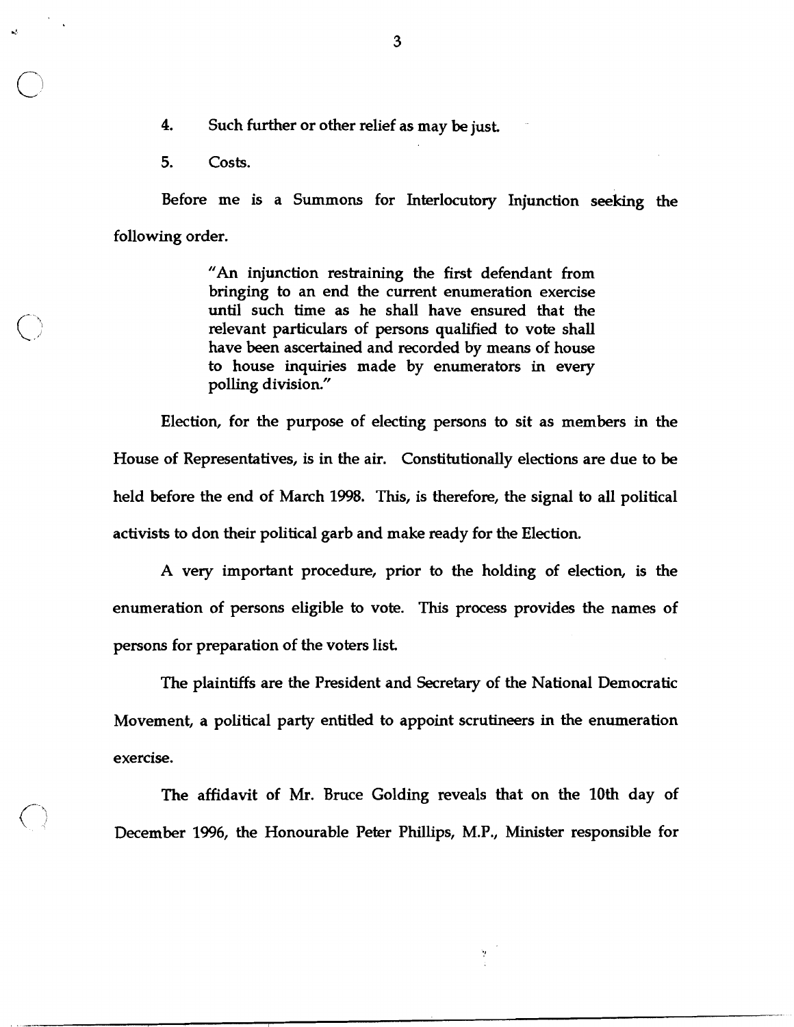4. Such further or other relief as may be just.

5. Costs.

Before me is a Summons for Interlocutory Injunction seeking the following order.

> "An injunction restraining the first defendant from bringing to an end the current enumeration exercise until such time as he shall have ensured that the relevant particulars of persons qualified to vote shall have been ascertained and recorded by means of house to house inquiries made by enumerators in every polling division."

Election, for the purpose of electing persons to sit as members in the House of Representatives, is in the air. Constitutionally elections are due to be held before the end of March 1998. This, is therefore, the signal to all political activists to don their political garb and make ready for the Election.

A very important procedure, prior to the holding of election, is the enumeration of persons eligible to vote. This process provides the names of persons for preparation of the voters list.

The plaintiffs are the President and Secretary of the National Democratic Movement, a political party entitled to appoint scrutineers in the enumeration exercise.

The affidavit of Mr. Bruce Golding reveals that on the 10th day of December 1996, the Honourable Peter Phillips, M.P., Minister responsible for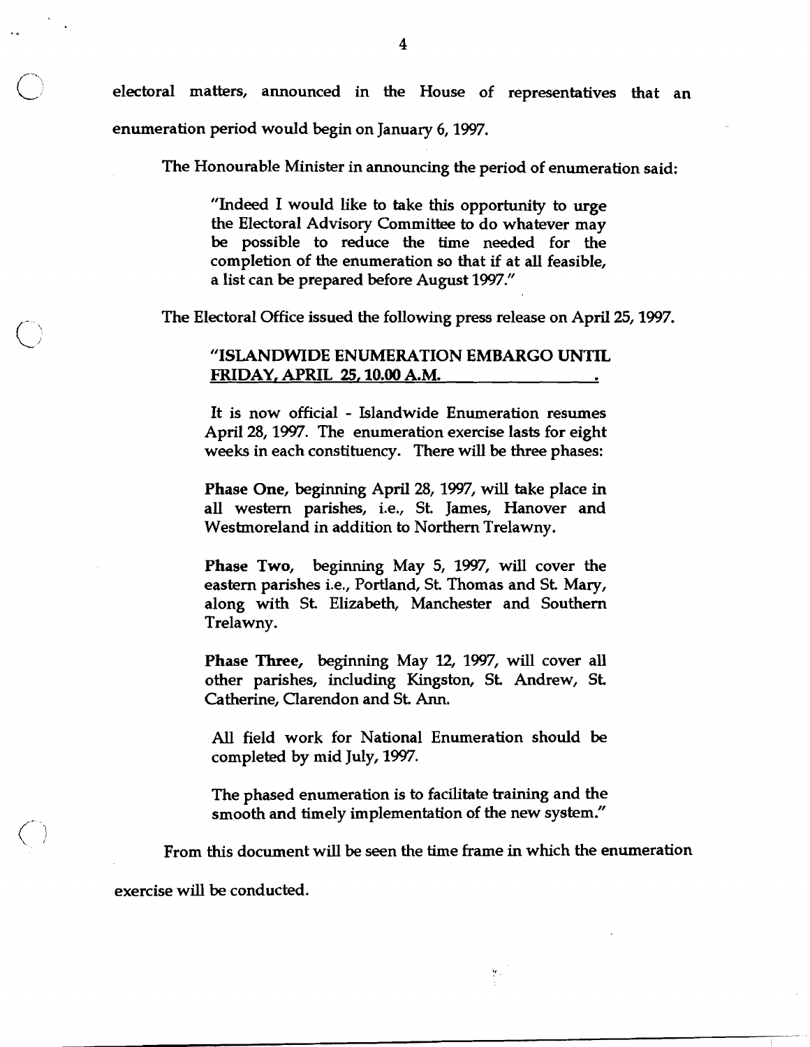electoral matters, announced in the House of representatives that an enumeration period would begin on January 6, 1997.

The Honourable Minister in announcing the period of enumeration said:

> "Indeed I would like to take this opportunity to urge the Electoral Advisory Committee to do whatever may be possible to reduce the time needed for the completion of the enumeration so that if at all feasible, a list can be prepared before August 1997."

The Electoral Office issued the following press release on April 25, 1997.

> "ISLANDWIDE ENUMERATION EMBARGO UNTIL FRIDAY, APRIL 25, 10.00 A.M.
>
> It is now official - Islandwide Enumeration resumes April 28, 1997. The enumeration exercise lasts for eight weeks in each constituency. There will be three phases:
>
> **Phase One**, beginning April 28, 1997, will take place in all western parishes, i.e., St. James, Hanover and Westmoreland in addition to Northern Trelawny.
>
> **Phase Two**, beginning May 5, 1997, will cover the eastern parishes i.e., Portland, St. Thomas and St. Mary, along with St. Elizabeth, Manchester and Southern Trelawny.
>
> **Phase Three**, beginning May 12, 1997, will cover all other parishes, including Kingston, St. Andrew, St. Catherine, Clarendon and St. Ann.
>
> All field work for National Enumeration should be completed by mid July, 1997.
>
> The phased enumeration is to facilitate training and the smooth and timely implementation of the new system."

From this document will be seen the time frame in which the enumeration exercise will be conducted.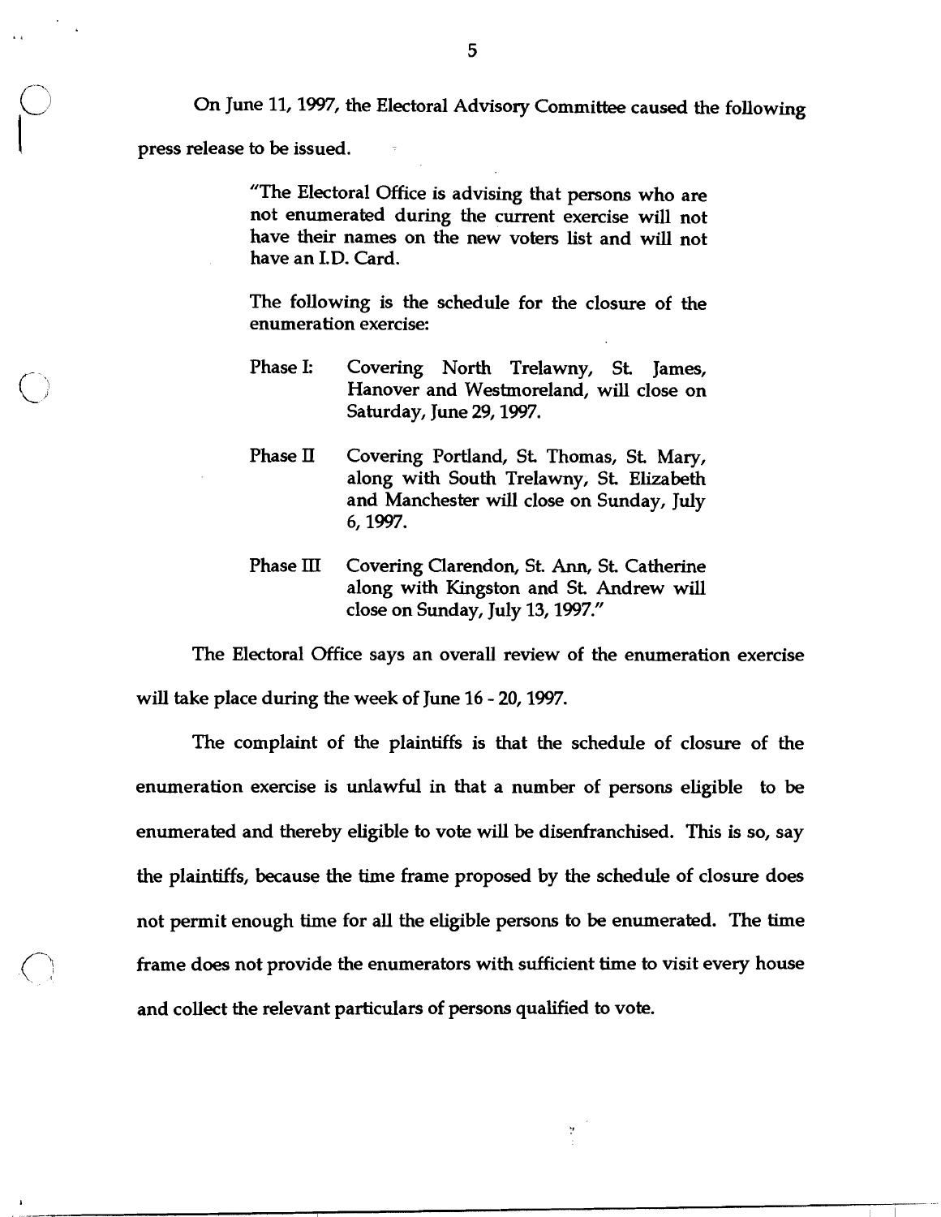On June 11, 1997, the Electoral Advisory Committee caused the following press release to be issued.

> "The Electoral Office is advising that persons who are not enumerated during the current exercise will not have their names on the new voters list and will not have an I.D. Card.
>
> The following is the schedule for the closure of the enumeration exercise:
>
> Phase I: Covering North Trelawny, St. James, Hanover and Westmoreland, will close on Saturday, June 29, 1997.
>
> Phase II Covering Portland, St. Thomas, St. Mary, along with South Trelawny, St. Elizabeth and Manchester will close on Sunday, July 6, 1997.
>
> Phase III Covering Clarendon, St. Ann, St. Catherine along with Kingston and St. Andrew will close on Sunday, July 13, 1997."

The Electoral Office says an overall review of the enumeration exercise will take place during the week of June 16 - 20, 1997.

The complaint of the plaintiffs is that the schedule of closure of the enumeration exercise is unlawful in that a number of persons eligible to be enumerated and thereby eligible to vote will be disenfranchised. This is so, say the plaintiffs, because the time frame proposed by the schedule of closure does not permit enough time for all the eligible persons to be enumerated. The time frame does not provide the enumerators with sufficient time to visit every house and collect the relevant particulars of persons qualified to vote.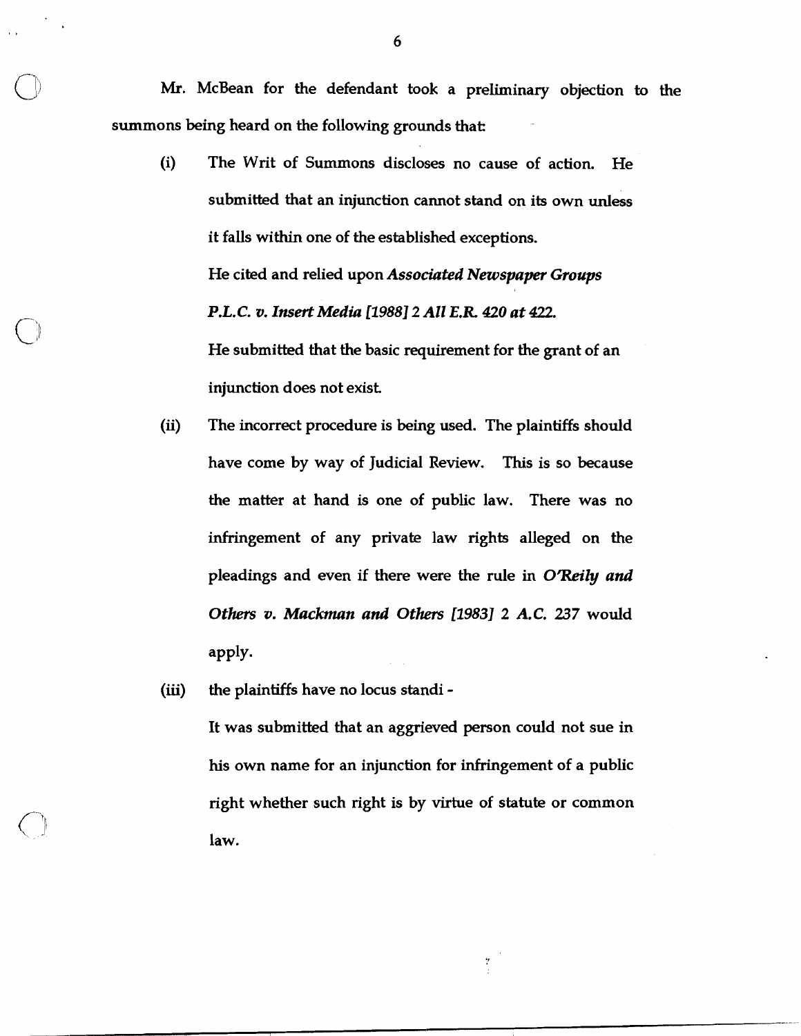Mr. McBean for the defendant took a preliminary objection to the summons being heard on the following grounds that:

(i) The Writ of Summons discloses no cause of action. He submitted that an injunction cannot stand on its own unless it falls within one of the established exceptions.
He cited and relied upon *Associated Newspaper Groups P.L.C. v. Insert Media [1988] 2 All E.R. 420 at 422.*
He submitted that the basic requirement for the grant of an injunction does not exist.

(ii) The incorrect procedure is being used. The plaintiffs should have come by way of Judicial Review. This is so because the matter at hand is one of public law. There was no infringement of any private law rights alleged on the pleadings and even if there were the rule in *O'Reily and Others v. Mackman and Others [1983] 2 A.C. 237* would apply.

(iii) the plaintiffs have no locus standi -
It was submitted that an aggrieved person could not sue in his own name for an injunction for infringement of a public right whether such right is by virtue of statute or common law.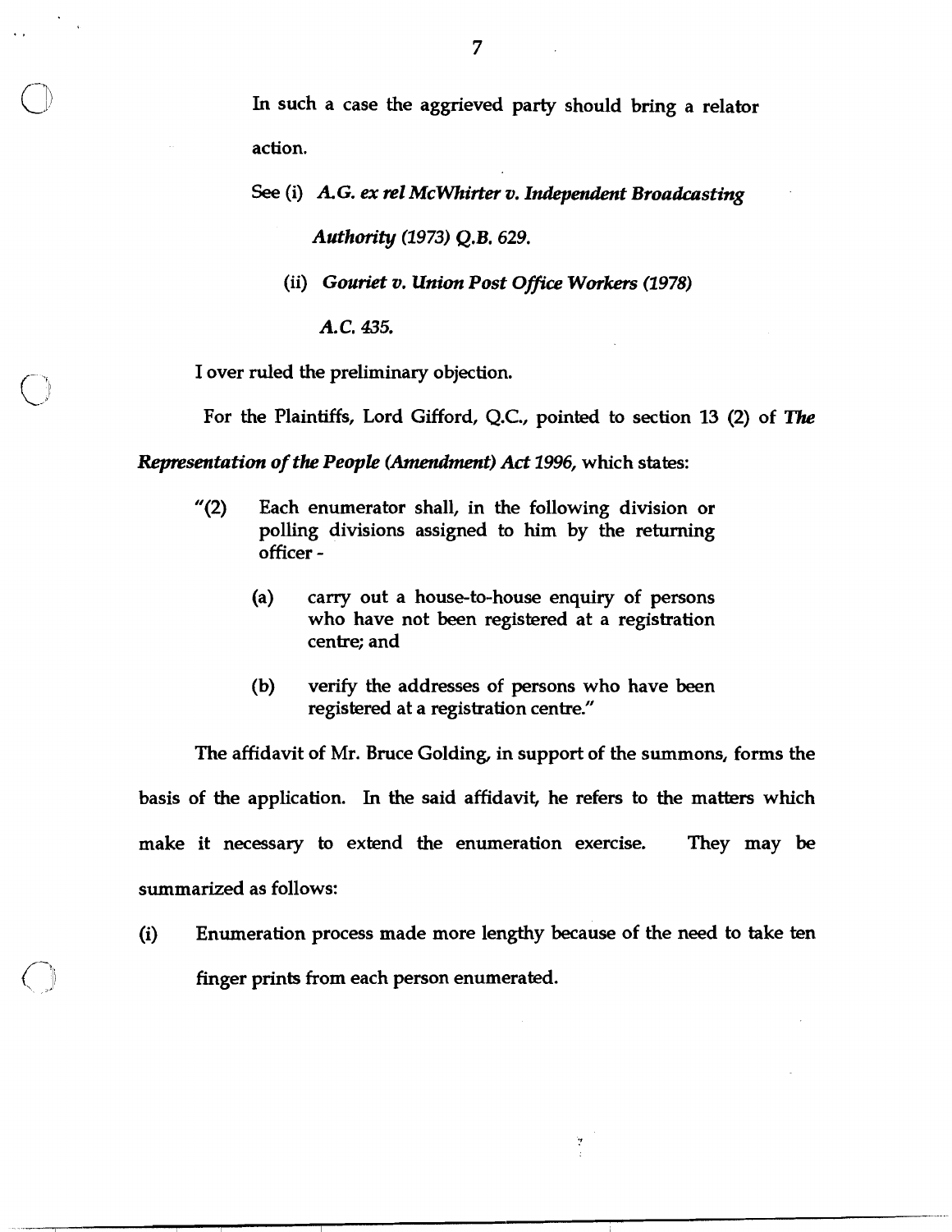In such a case the aggrieved party should bring a relator action.

See (i) *A.G. ex rel McWhirter v. Independent Broadcasting Authority (1973) Q.B. 629.*

(ii) *Gouriet v. Union Post Office Workers (1978) A.C. 435.*

I over ruled the preliminary objection.

For the Plaintiffs, Lord Gifford, Q.C., pointed to section 13 (2) of *The Representation of the People (Amendment) Act 1996,* which states:

> "(2) Each enumerator shall, in the following division or polling divisions assigned to him by the returning officer -
>
> (a) carry out a house-to-house enquiry of persons who have not been registered at a registration centre; and
>
> (b) verify the addresses of persons who have been registered at a registration centre."

The affidavit of Mr. Bruce Golding, in support of the summons, forms the basis of the application. In the said affidavit, he refers to the matters which make it necessary to extend the enumeration exercise. They may be summarized as follows:

(i) Enumeration process made more lengthy because of the need to take ten finger prints from each person enumerated.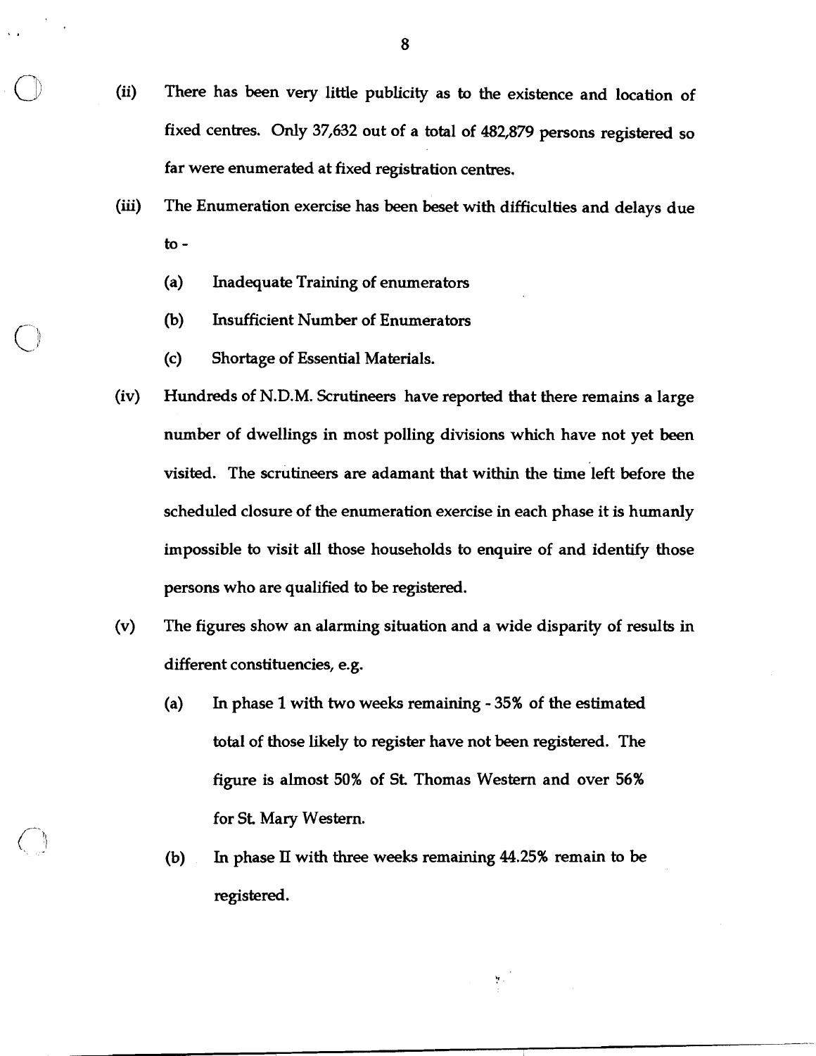(ii) There has been very little publicity as to the existence and location of fixed centres. Only 37,632 out of a total of 482,879 persons registered so far were enumerated at fixed registration centres.

(iii) The Enumeration exercise has been beset with difficulties and delays due to -

  (a) Inadequate Training of enumerators

  (b) Insufficient Number of Enumerators

  (c) Shortage of Essential Materials.

(iv) Hundreds of N.D.M. Scrutineers have reported that there remains a large number of dwellings in most polling divisions which have not yet been visited. The scrutineers are adamant that within the time left before the scheduled closure of the enumeration exercise in each phase it is humanly impossible to visit all those households to enquire of and identify those persons who are qualified to be registered.

(v) The figures show an alarming situation and a wide disparity of results in different constituencies, e.g.

  (a) In phase 1 with two weeks remaining - 35% of the estimated total of those likely to register have not been registered. The figure is almost 50% of St. Thomas Western and over 56% for St. Mary Western.

  (b) In phase II with three weeks remaining 44.25% remain to be registered.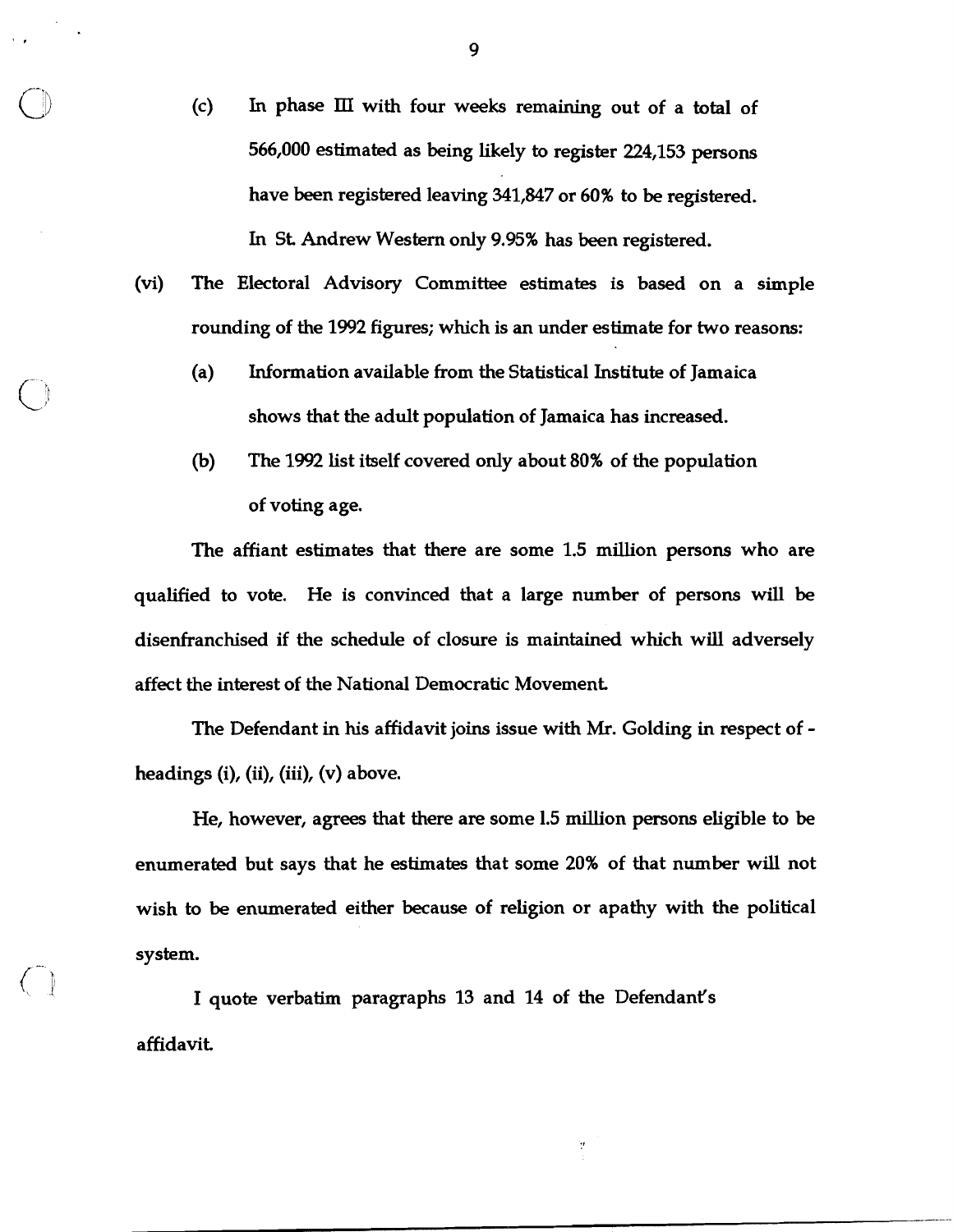(c) In phase III with four weeks remaining out of a total of 566,000 estimated as being likely to register 224,153 persons have been registered leaving 341,847 or 60% to be registered. In St. Andrew Western only 9.95% has been registered.

(vi) The Electoral Advisory Committee estimates is based on a simple rounding of the 1992 figures; which is an under estimate for two reasons:

(a) Information available from the Statistical Institute of Jamaica shows that the adult population of Jamaica has increased.

(b) The 1992 list itself covered only about 80% of the population of voting age.

The affiant estimates that there are some 1.5 million persons who are qualified to vote. He is convinced that a large number of persons will be disenfranchised if the schedule of closure is maintained which will adversely affect the interest of the National Democratic Movement.

The Defendant in his affidavit joins issue with Mr. Golding in respect of - headings (i), (ii), (iii), (v) above.

He, however, agrees that there are some 1.5 million persons eligible to be enumerated but says that he estimates that some 20% of that number will not wish to be enumerated either because of religion or apathy with the political system.

I quote verbatim paragraphs 13 and 14 of the Defendant's affidavit.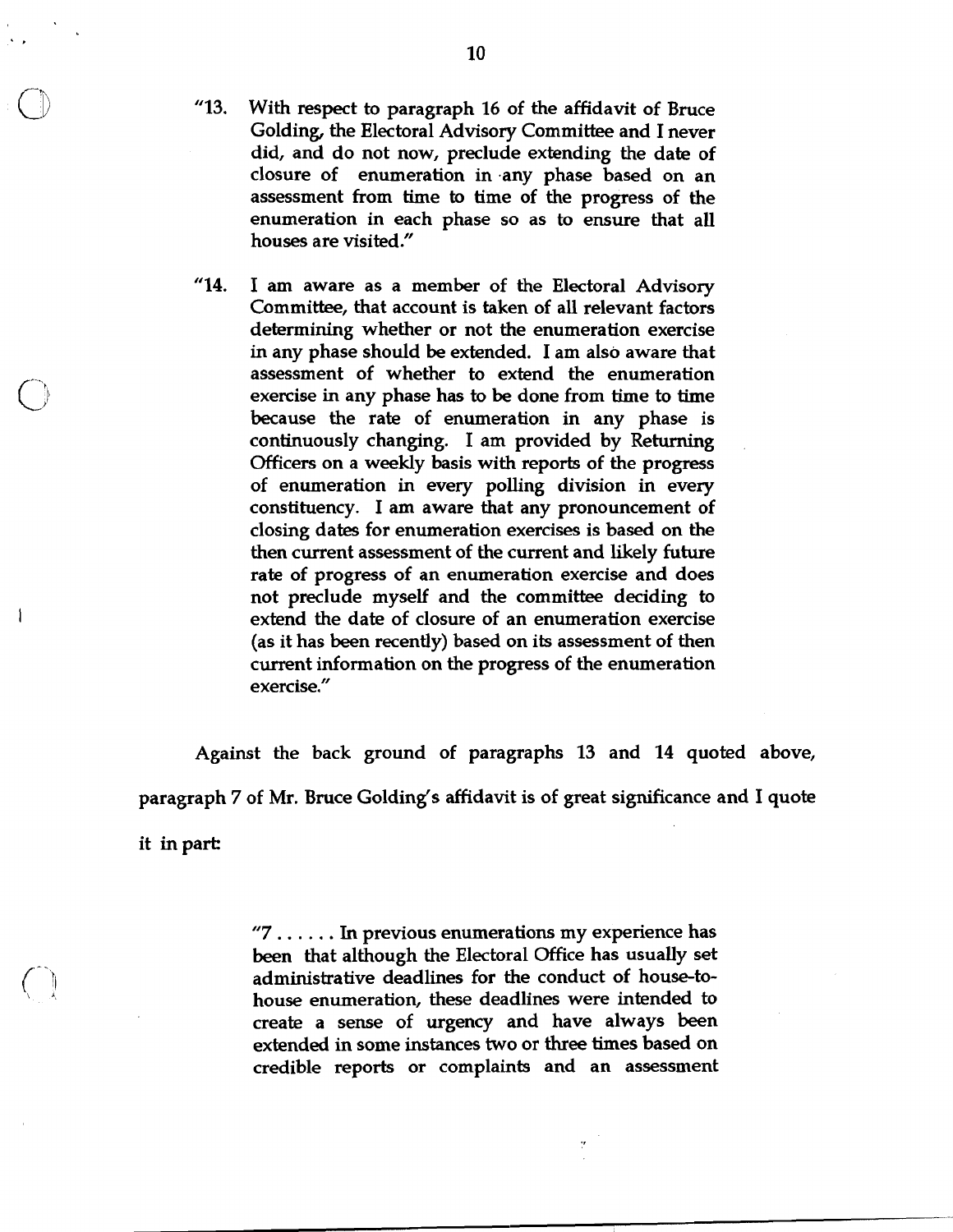> "13. With respect to paragraph 16 of the affidavit of Bruce Golding, the Electoral Advisory Committee and I never did, and do not now, preclude extending the date of closure of enumeration in any phase based on an assessment from time to time of the progress of the enumeration in each phase so as to ensure that all houses are visited."

> "14. I am aware as a member of the Electoral Advisory Committee, that account is taken of all relevant factors determining whether or not the enumeration exercise in any phase should be extended. I am also aware that assessment of whether to extend the enumeration exercise in any phase has to be done from time to time because the rate of enumeration in any phase is continuously changing. I am provided by Returning Officers on a weekly basis with reports of the progress of enumeration in every polling division in every constituency. I am aware that any pronouncement of closing dates for enumeration exercises is based on the then current assessment of the current and likely future rate of progress of an enumeration exercise and does not preclude myself and the committee deciding to extend the date of closure of an enumeration exercise (as it has been recently) based on its assessment of then current information on the progress of the enumeration exercise."

Against the back ground of paragraphs 13 and 14 quoted above, paragraph 7 of Mr. Bruce Golding's affidavit is of great significance and I quote it in part:

> "7 . . . . . . In previous enumerations my experience has been that although the Electoral Office has usually set administrative deadlines for the conduct of house-to-house enumeration, these deadlines were intended to create a sense of urgency and have always been extended in some instances two or three times based on credible reports or complaints and an assessment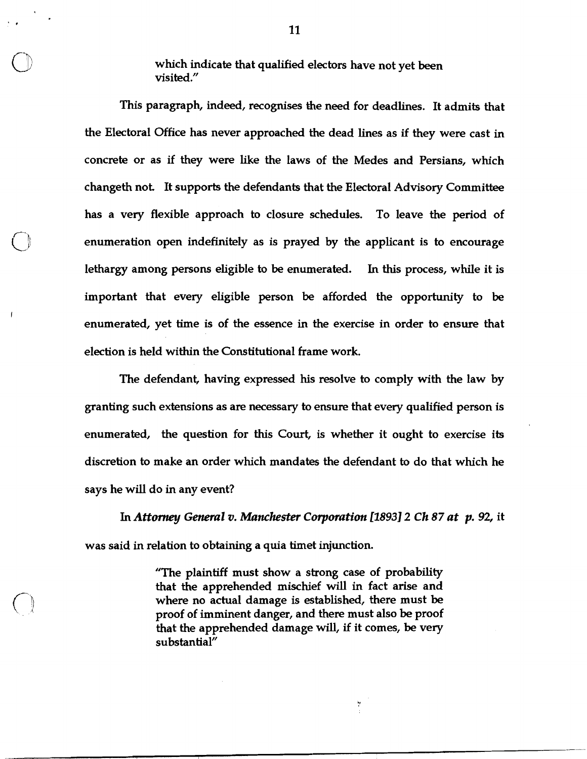> which indicate that qualified electors have not yet been visited."

This paragraph, indeed, recognises the need for deadlines. It admits that the Electoral Office has never approached the dead lines as if they were cast in concrete or as if they were like the laws of the Medes and Persians, which changeth not. It supports the defendants that the Electoral Advisory Committee has a very flexible approach to closure schedules. To leave the period of enumeration open indefinitely as is prayed by the applicant is to encourage lethargy among persons eligible to be enumerated. In this process, while it is important that every eligible person be afforded the opportunity to be enumerated, yet time is of the essence in the exercise in order to ensure that election is held within the Constitutional frame work.

The defendant, having expressed his resolve to comply with the law by granting such extensions as are necessary to ensure that every qualified person is enumerated, the question for this Court, is whether it ought to exercise its discretion to make an order which mandates the defendant to do that which he says he will do in any event?

In ***Attorney General v. Manchester Corporation [1893] 2 Ch 87 at p. 92,*** it was said in relation to obtaining a quia timet injunction.

> "The plaintiff must show a strong case of probability that the apprehended mischief will in fact arise and where no actual damage is established, there must be proof of imminent danger, and there must also be proof that the apprehended damage will, if it comes, be very substantial"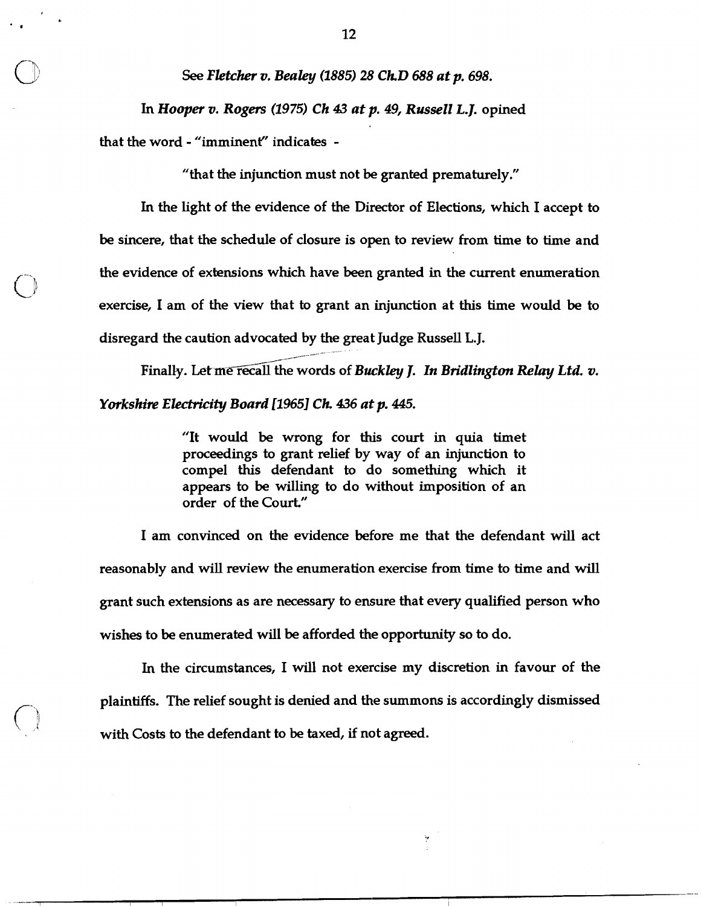See *Fletcher v. Bealey (1885) 28 Ch.D 688 at p. 698.*

In *Hooper v. Rogers (1975) Ch 43 at p. 49, Russell L.J.* opined that the word - "imminent" indicates -

> "that the injunction must not be granted prematurely."

In the light of the evidence of the Director of Elections, which I accept to be sincere, that the schedule of closure is open to review from time to time and the evidence of extensions which have been granted in the current enumeration exercise, I am of the view that to grant an injunction at this time would be to disregard the caution advocated by the great Judge Russell L.J.

Finally. Let me recall the words of *Buckley J. In Bridlington Relay Ltd. v. Yorkshire Electricity Board [1965] Ch. 436 at p. 445.*

> "It would be wrong for this court in quia timet proceedings to grant relief by way of an injunction to compel this defendant to do something which it appears to be willing to do without imposition of an order of the Court."

I am convinced on the evidence before me that the defendant will act reasonably and will review the enumeration exercise from time to time and will grant such extensions as are necessary to ensure that every qualified person who wishes to be enumerated will be afforded the opportunity so to do.

In the circumstances, I will not exercise my discretion in favour of the plaintiffs. The relief sought is denied and the summons is accordingly dismissed with Costs to the defendant to be taxed, if not agreed.